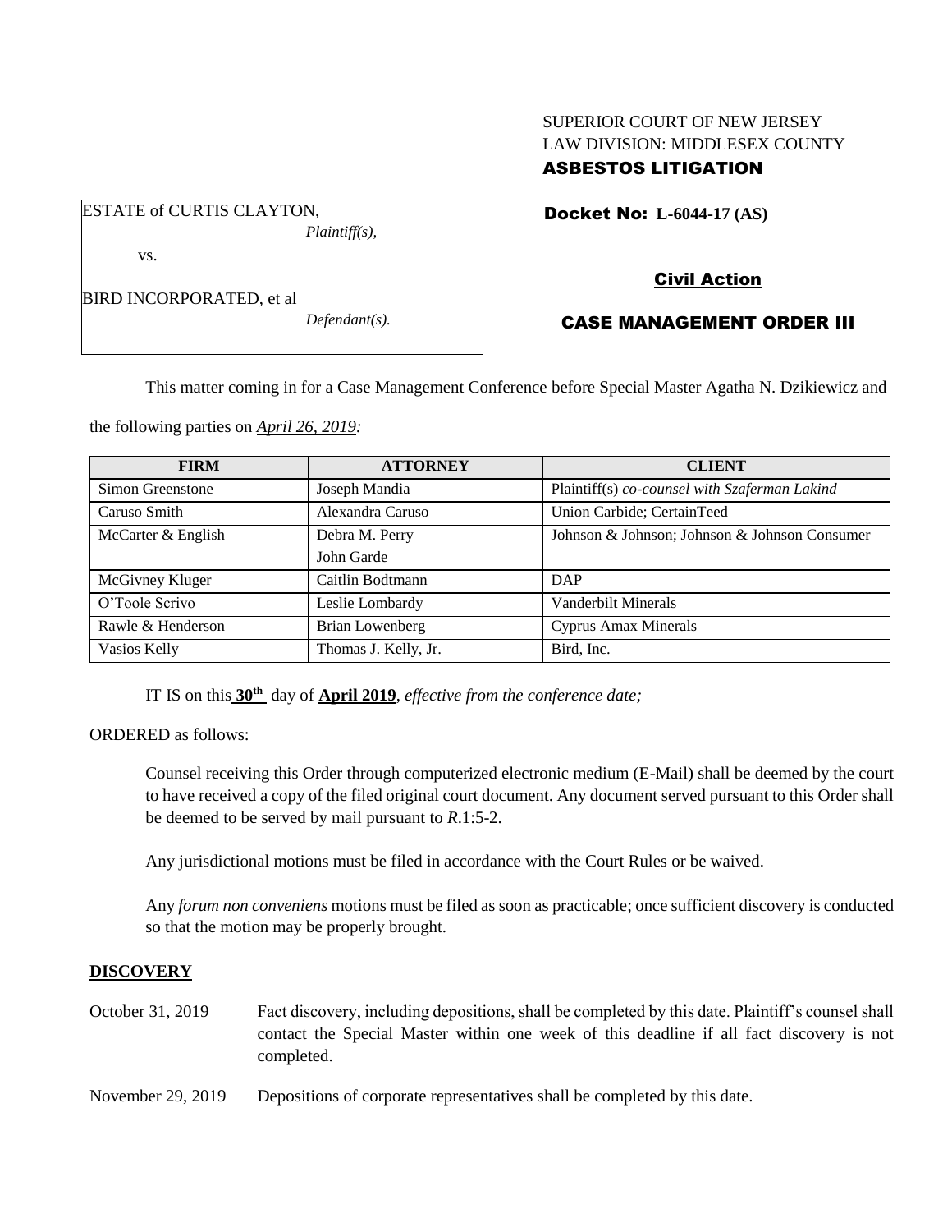SUPERIOR COURT OF NEW JERSEY
LAW DIVISION: MIDDLESEX COUNTY
**ASBESTOS LITIGATION**

ESTATE of CURTIS CLAYTON,
*Plaintiff(s),*

vs.

BIRD INCORPORATED, et al
*Defendant(s).*

**Docket No: L-6044-17 (AS)**

**Civil Action**

**CASE MANAGEMENT ORDER III**

This matter coming in for a Case Management Conference before Special Master Agatha N. Dzikiewicz and the following parties on *April 26, 2019:*

| FIRM | ATTORNEY | CLIENT |
|---|---|---|
| Simon Greenstone | Joseph Mandia | Plaintiff(s) *co-counsel with Szaferman Lakind* |
| Caruso Smith | Alexandra Caruso | Union Carbide; CertainTeed |
| McCarter & English | Debra M. Perry<br>John Garde | Johnson & Johnson; Johnson & Johnson Consumer |
| McGivney Kluger | Caitlin Bodtmann | DAP |
| O'Toole Scrivo | Leslie Lombardy | Vanderbilt Minerals |
| Rawle & Henderson | Brian Lowenberg | Cyprus Amax Minerals |
| Vasios Kelly | Thomas J. Kelly, Jr. | Bird, Inc. |

IT IS on this **30th** day of **April 2019**, *effective from the conference date;*

ORDERED as follows:

Counsel receiving this Order through computerized electronic medium (E-Mail) shall be deemed by the court to have received a copy of the filed original court document. Any document served pursuant to this Order shall be deemed to be served by mail pursuant to *R*.1:5-2.

Any jurisdictional motions must be filed in accordance with the Court Rules or be waived.

Any *forum non conveniens* motions must be filed as soon as practicable; once sufficient discovery is conducted so that the motion may be properly brought.

**DISCOVERY**

October 31, 2019 Fact discovery, including depositions, shall be completed by this date. Plaintiff's counsel shall contact the Special Master within one week of this deadline if all fact discovery is not completed.

November 29, 2019 Depositions of corporate representatives shall be completed by this date.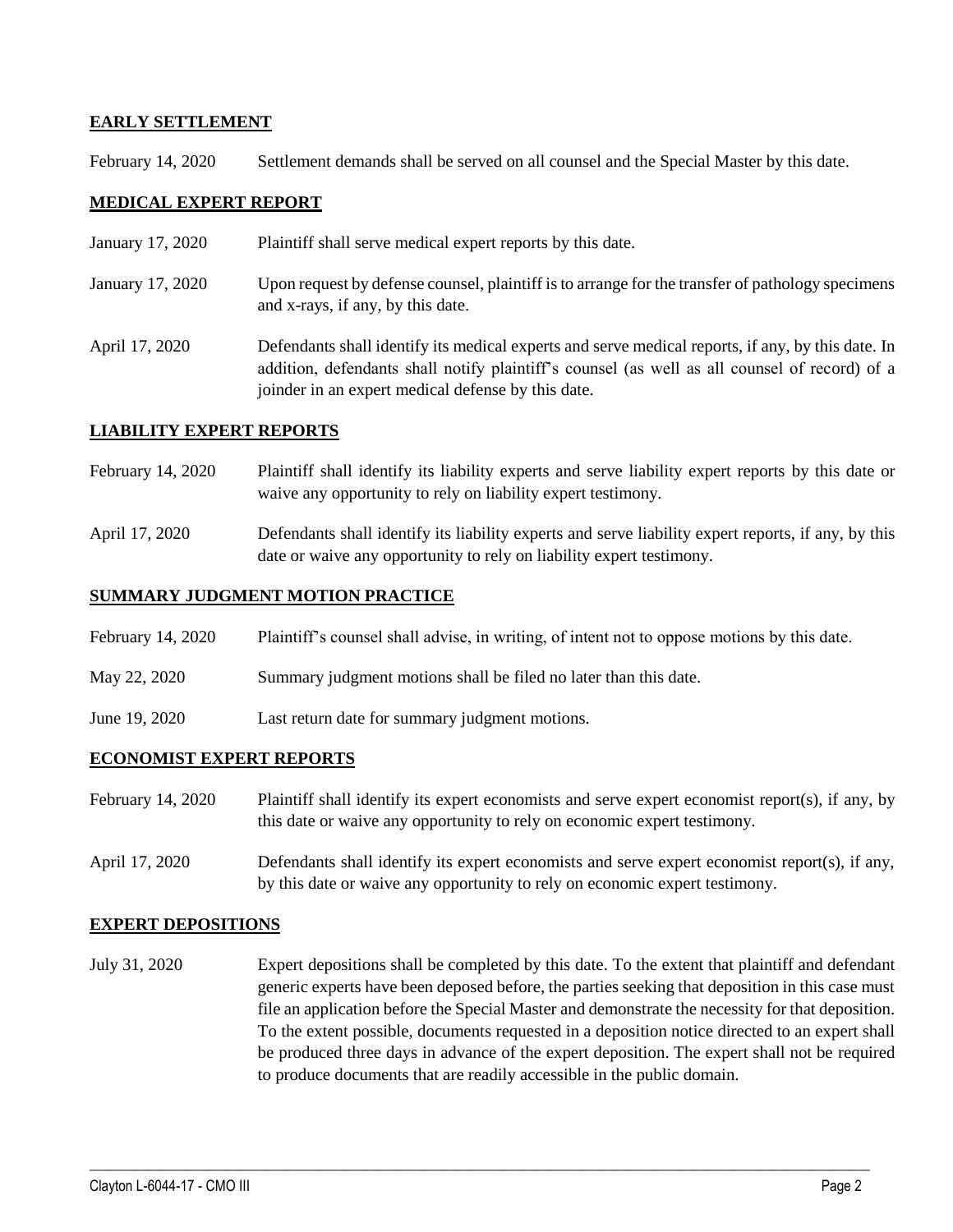**EARLY SETTLEMENT**

February 14, 2020 Settlement demands shall be served on all counsel and the Special Master by this date.

**MEDICAL EXPERT REPORT**

January 17, 2020 Plaintiff shall serve medical expert reports by this date.

January 17, 2020 Upon request by defense counsel, plaintiff is to arrange for the transfer of pathology specimens and x-rays, if any, by this date.

April 17, 2020 Defendants shall identify its medical experts and serve medical reports, if any, by this date. In addition, defendants shall notify plaintiff's counsel (as well as all counsel of record) of a joinder in an expert medical defense by this date.

**LIABILITY EXPERT REPORTS**

February 14, 2020 Plaintiff shall identify its liability experts and serve liability expert reports by this date or waive any opportunity to rely on liability expert testimony.

April 17, 2020 Defendants shall identify its liability experts and serve liability expert reports, if any, by this date or waive any opportunity to rely on liability expert testimony.

**SUMMARY JUDGMENT MOTION PRACTICE**

February 14, 2020 Plaintiff's counsel shall advise, in writing, of intent not to oppose motions by this date.

May 22, 2020 Summary judgment motions shall be filed no later than this date.

June 19, 2020 Last return date for summary judgment motions.

**ECONOMIST EXPERT REPORTS**

February 14, 2020 Plaintiff shall identify its expert economists and serve expert economist report(s), if any, by this date or waive any opportunity to rely on economic expert testimony.

April 17, 2020 Defendants shall identify its expert economists and serve expert economist report(s), if any, by this date or waive any opportunity to rely on economic expert testimony.

**EXPERT DEPOSITIONS**

July 31, 2020 Expert depositions shall be completed by this date. To the extent that plaintiff and defendant generic experts have been deposed before, the parties seeking that deposition in this case must file an application before the Special Master and demonstrate the necessity for that deposition. To the extent possible, documents requested in a deposition notice directed to an expert shall be produced three days in advance of the expert deposition. The expert shall not be required to produce documents that are readily accessible in the public domain.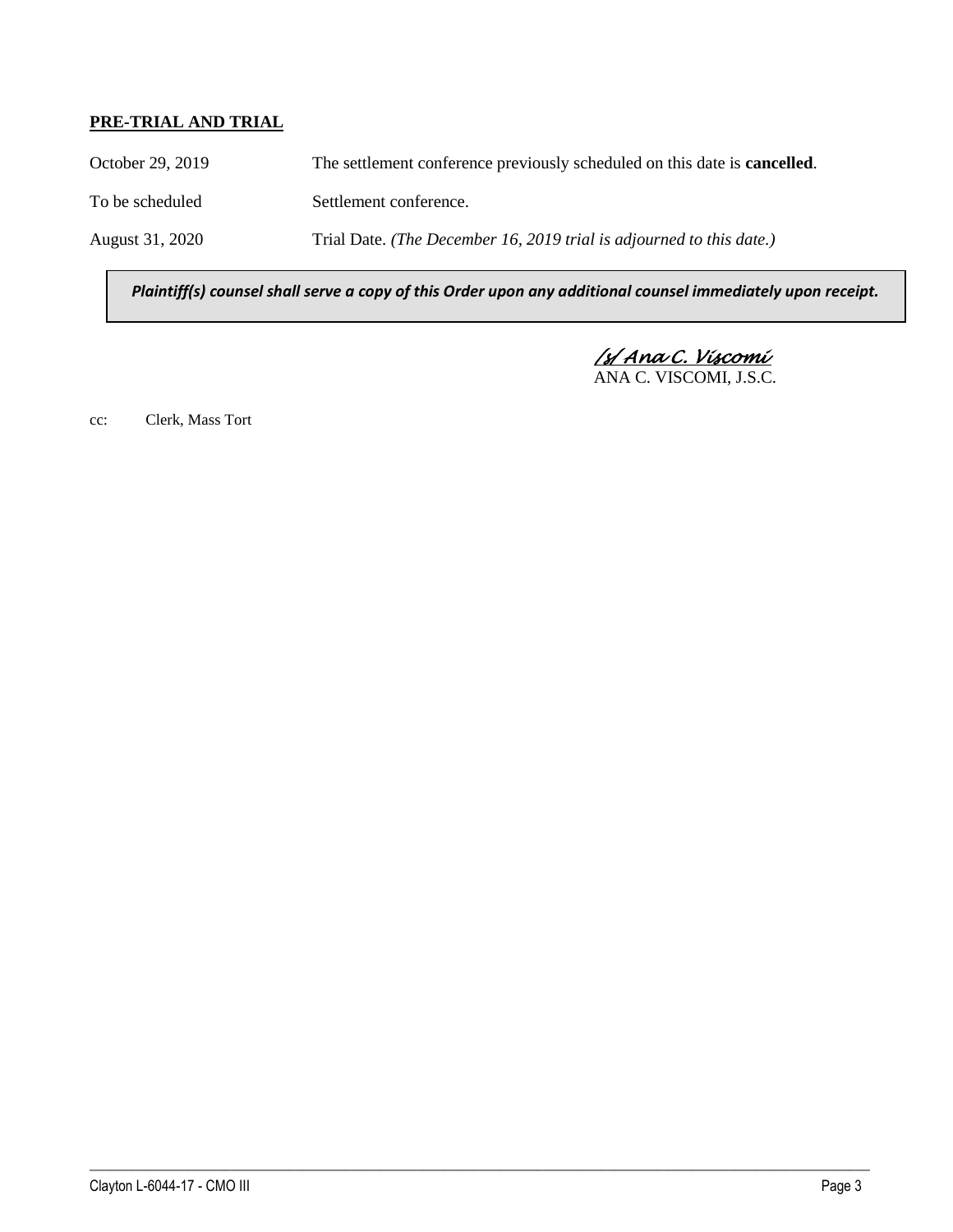**PRE-TRIAL AND TRIAL**

| | |
|---|---|
| October 29, 2019 | The settlement conference previously scheduled on this date is **cancelled**. |
| To be scheduled | Settlement conference. |
| August 31, 2020 | Trial Date. *(The December 16, 2019 trial is adjourned to this date.)* |

***Plaintiff(s) counsel shall serve a copy of this Order upon any additional counsel immediately upon receipt.***

*/s/ Ana C. Viscomi*
ANA C. VISCOMI, J.S.C.

cc: Clerk, Mass Tort